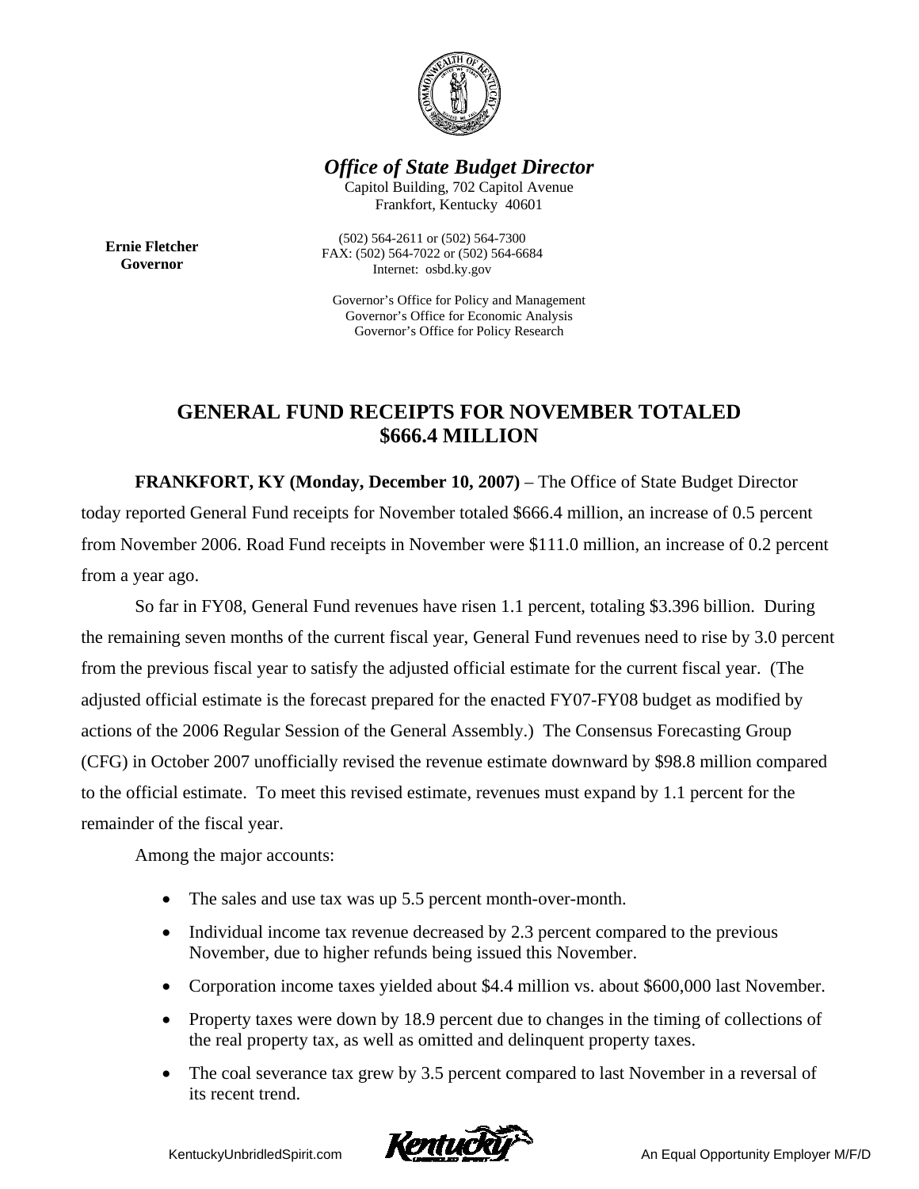*Office of State Budget Director*

Capitol Building, 702 Capitol Avenue
Frankfort, Kentucky 40601

**Ernie Fletcher**
**Governor**

(502) 564-2611 or (502) 564-7300
FAX: (502) 564-7022 or (502) 564-6684
Internet: osbd.ky.gov

Governor's Office for Policy and Management
Governor's Office for Economic Analysis
Governor's Office for Policy Research

# GENERAL FUND RECEIPTS FOR NOVEMBER TOTALED $666.4 MILLION

**FRANKFORT, KY (Monday, December 10, 2007)** – The Office of State Budget Director today reported General Fund receipts for November totaled $666.4 million, an increase of 0.5 percent from November 2006. Road Fund receipts in November were $111.0 million, an increase of 0.2 percent from a year ago.

So far in FY08, General Fund revenues have risen 1.1 percent, totaling $3.396 billion. During the remaining seven months of the current fiscal year, General Fund revenues need to rise by 3.0 percent from the previous fiscal year to satisfy the adjusted official estimate for the current fiscal year. (The adjusted official estimate is the forecast prepared for the enacted FY07-FY08 budget as modified by actions of the 2006 Regular Session of the General Assembly.) The Consensus Forecasting Group (CFG) in October 2007 unofficially revised the revenue estimate downward by $98.8 million compared to the official estimate. To meet this revised estimate, revenues must expand by 1.1 percent for the remainder of the fiscal year.

Among the major accounts:

- The sales and use tax was up 5.5 percent month-over-month.
- Individual income tax revenue decreased by 2.3 percent compared to the previous November, due to higher refunds being issued this November.
- Corporation income taxes yielded about $4.4 million vs. about $600,000 last November.
- Property taxes were down by 18.9 percent due to changes in the timing of collections of the real property tax, as well as omitted and delinquent property taxes.
- The coal severance tax grew by 3.5 percent compared to last November in a reversal of its recent trend.

KentuckyUnbridledSpirit.com An Equal Opportunity Employer M/F/D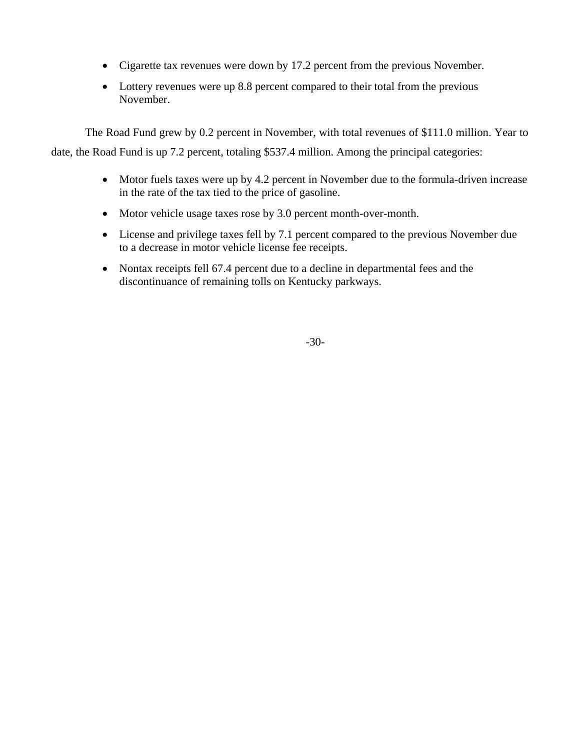- Cigarette tax revenues were down by 17.2 percent from the previous November.
- Lottery revenues were up 8.8 percent compared to their total from the previous November.

The Road Fund grew by 0.2 percent in November, with total revenues of $111.0 million. Year to date, the Road Fund is up 7.2 percent, totaling $537.4 million. Among the principal categories:

- Motor fuels taxes were up by 4.2 percent in November due to the formula-driven increase in the rate of the tax tied to the price of gasoline.
- Motor vehicle usage taxes rose by 3.0 percent month-over-month.
- License and privilege taxes fell by 7.1 percent compared to the previous November due to a decrease in motor vehicle license fee receipts.
- Nontax receipts fell 67.4 percent due to a decline in departmental fees and the discontinuance of remaining tolls on Kentucky parkways.

-30-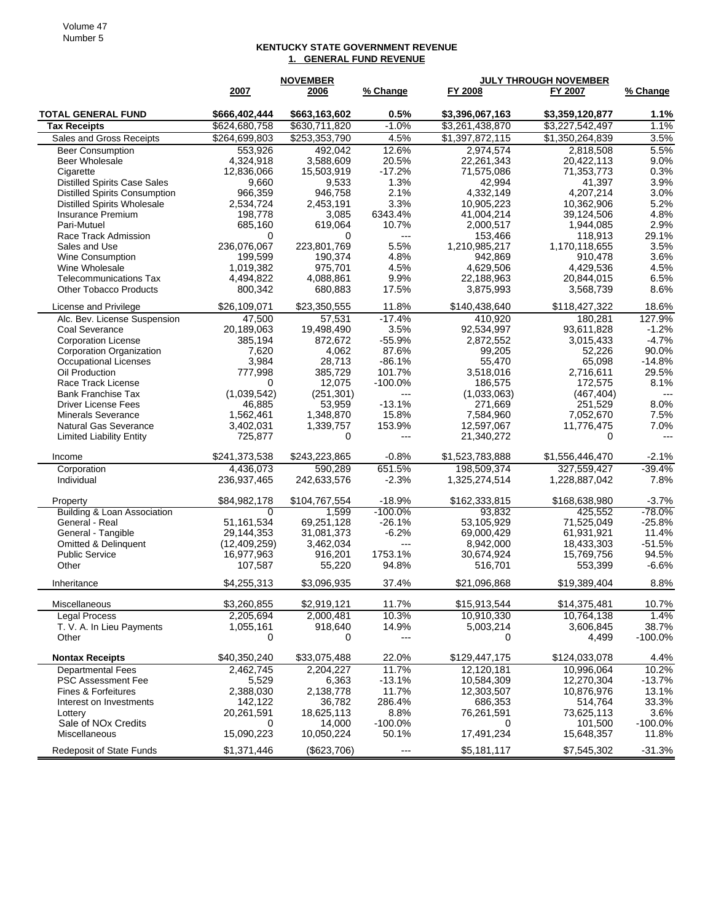# KENTUCKY STATE GOVERNMENT REVENUE

## 1. GENERAL FUND REVENUE

| | NOVEMBER | | | JULY THROUGH NOVEMBER | | |
|---|---|---|---|---|---|---|
| | 2007 | 2006 | % Change | FY 2008 | FY 2007 | % Change |
| **TOTAL GENERAL FUND** | **$666,402,444** | **$663,163,602** | **0.5%** | **$3,396,067,163** | **$3,359,120,877** | **1.1%** |
| **Tax Receipts** | $624,680,758 | $630,711,820 | -1.0% | $3,261,438,870 | $3,227,542,497 | 1.1% |
| Sales and Gross Receipts | $264,699,803 | $253,353,790 | 4.5% | $1,397,872,115 | $1,350,264,839 | 3.5% |
| Beer Consumption | 553,926 | 492,042 | 12.6% | 2,974,574 | 2,818,508 | 5.5% |
| Beer Wholesale | 4,324,918 | 3,588,609 | 20.5% | 22,261,343 | 20,422,113 | 9.0% |
| Cigarette | 12,836,066 | 15,503,919 | -17.2% | 71,575,086 | 71,353,773 | 0.3% |
| Distilled Spirits Case Sales | 9,660 | 9,533 | 1.3% | 42,994 | 41,397 | 3.9% |
| Distilled Spirits Consumption | 966,359 | 946,758 | 2.1% | 4,332,149 | 4,207,214 | 3.0% |
| Distilled Spirits Wholesale | 2,534,724 | 2,453,191 | 3.3% | 10,905,223 | 10,362,906 | 5.2% |
| Insurance Premium | 198,778 | 3,085 | 6343.4% | 41,004,214 | 39,124,506 | 4.8% |
| Pari-Mutuel | 685,160 | 619,064 | 10.7% | 2,000,517 | 1,944,085 | 2.9% |
| Race Track Admission | 0 | 0 | --- | 153,466 | 118,913 | 29.1% |
| Sales and Use | 236,076,067 | 223,801,769 | 5.5% | 1,210,985,217 | 1,170,118,655 | 3.5% |
| Wine Consumption | 199,599 | 190,374 | 4.8% | 942,869 | 910,478 | 3.6% |
| Wine Wholesale | 1,019,382 | 975,701 | 4.5% | 4,629,506 | 4,429,536 | 4.5% |
| Telecommunications Tax | 4,494,822 | 4,088,861 | 9.9% | 22,188,963 | 20,844,015 | 6.5% |
| Other Tobacco Products | 800,342 | 680,883 | 17.5% | 3,875,993 | 3,568,739 | 8.6% |
| License and Privilege | $26,109,071 | $23,350,555 | 11.8% | $140,438,640 | $118,427,322 | 18.6% |
| Alc. Bev. License Suspension | 47,500 | 57,531 | -17.4% | 410,920 | 180,281 | 127.9% |
| Coal Severance | 20,189,063 | 19,498,490 | 3.5% | 92,534,997 | 93,611,828 | -1.2% |
| Corporation License | 385,194 | 872,672 | -55.9% | 2,872,552 | 3,015,433 | -4.7% |
| Corporation Organization | 7,620 | 4,062 | 87.6% | 99,205 | 52,226 | 90.0% |
| Occupational Licenses | 3,984 | 28,713 | -86.1% | 55,470 | 65,098 | -14.8% |
| Oil Production | 777,998 | 385,729 | 101.7% | 3,518,016 | 2,716,611 | 29.5% |
| Race Track License | 0 | 12,075 | -100.0% | 186,575 | 172,575 | 8.1% |
| Bank Franchise Tax | (1,039,542) | (251,301) | --- | (1,033,063) | (467,404) | --- |
| Driver License Fees | 46,885 | 53,959 | -13.1% | 271,669 | 251,529 | 8.0% |
| Minerals Severance | 1,562,461 | 1,348,870 | 15.8% | 7,584,960 | 7,052,670 | 7.5% |
| Natural Gas Severance | 3,402,031 | 1,339,757 | 153.9% | 12,597,067 | 11,776,475 | 7.0% |
| Limited Liability Entity | 725,877 | 0 | --- | 21,340,272 | 0 | --- |
| Income | $241,373,538 | $243,223,865 | -0.8% | $1,523,783,888 | $1,556,446,470 | -2.1% |
| Corporation | 4,436,073 | 590,289 | 651.5% | 198,509,374 | 327,559,427 | -39.4% |
| Individual | 236,937,465 | 242,633,576 | -2.3% | 1,325,274,514 | 1,228,887,042 | 7.8% |
| Property | $84,982,178 | $104,767,554 | -18.9% | $162,333,815 | $168,638,980 | -3.7% |
| Building & Loan Association | 0 | 1,599 | -100.0% | 93,832 | 425,552 | -78.0% |
| General - Real | 51,161,534 | 69,251,128 | -26.1% | 53,105,929 | 71,525,049 | -25.8% |
| General - Tangible | 29,144,353 | 31,081,373 | -6.2% | 69,000,429 | 61,931,921 | 11.4% |
| Omitted & Delinquent | (12,409,259) | 3,462,034 | --- | 8,942,000 | 18,433,303 | -51.5% |
| Public Service | 16,977,963 | 916,201 | 1753.1% | 30,674,924 | 15,769,756 | 94.5% |
| Other | 107,587 | 55,220 | 94.8% | 516,701 | 553,399 | -6.6% |
| Inheritance | $4,255,313 | $3,096,935 | 37.4% | $21,096,868 | $19,389,404 | 8.8% |
| Miscellaneous | $3,260,855 | $2,919,121 | 11.7% | $15,913,544 | $14,375,481 | 10.7% |
| Legal Process | 2,205,694 | 2,000,481 | 10.3% | 10,910,330 | 10,764,138 | 1.4% |
| T. V. A. In Lieu Payments | 1,055,161 | 918,640 | 14.9% | 5,003,214 | 3,606,845 | 38.7% |
| Other | 0 | 0 | --- | 0 | 4,499 | -100.0% |
| **Nontax Receipts** | $40,350,240 | $33,075,488 | 22.0% | $129,447,175 | $124,033,078 | 4.4% |
| Departmental Fees | 2,462,745 | 2,204,227 | 11.7% | 12,120,181 | 10,996,064 | 10.2% |
| PSC Assessment Fee | 5,529 | 6,363 | -13.1% | 10,584,309 | 12,270,304 | -13.7% |
| Fines & Forfeitures | 2,388,030 | 2,138,778 | 11.7% | 12,303,507 | 10,876,976 | 13.1% |
| Interest on Investments | 142,122 | 36,782 | 286.4% | 686,353 | 514,764 | 33.3% |
| Lottery | 20,261,591 | 18,625,113 | 8.8% | 76,261,591 | 73,625,113 | 3.6% |
| Sale of NOx Credits | 0 | 14,000 | -100.0% | 0 | 101,500 | -100.0% |
| Miscellaneous | 15,090,223 | 10,050,224 | 50.1% | 17,491,234 | 15,648,357 | 11.8% |
| Redeposit of State Funds | $1,371,446 | ($623,706) | --- | $5,181,117 | $7,545,302 | -31.3% |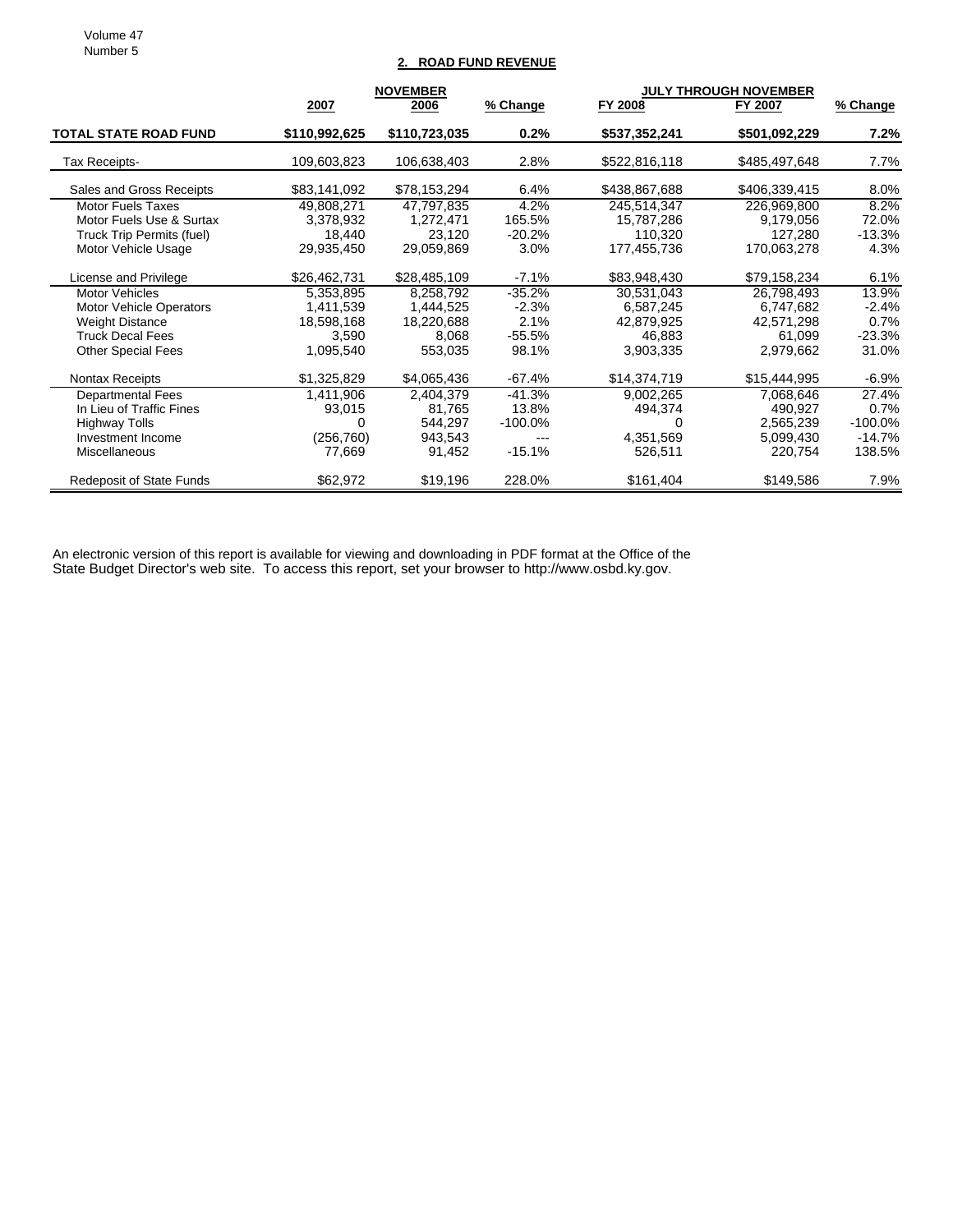## 2. ROAD FUND REVENUE

| | NOVEMBER | | | JULY THROUGH NOVEMBER | | |
|---|---|---|---|---|---|---|
| | 2007 | 2006 | % Change | FY 2008 | FY 2007 | % Change |
| **TOTAL STATE ROAD FUND** | **$110,992,625** | **$110,723,035** | **0.2%** | **$537,352,241** | **$501,092,229** | **7.2%** |
| Tax Receipts- | 109,603,823 | 106,638,403 | 2.8% | $522,816,118 | $485,497,648 | 7.7% |
| Sales and Gross Receipts | $83,141,092 | $78,153,294 | 6.4% | $438,867,688 | $406,339,415 | 8.0% |
| Motor Fuels Taxes | 49,808,271 | 47,797,835 | 4.2% | 245,514,347 | 226,969,800 | 8.2% |
| Motor Fuels Use & Surtax | 3,378,932 | 1,272,471 | 165.5% | 15,787,286 | 9,179,056 | 72.0% |
| Truck Trip Permits (fuel) | 18,440 | 23,120 | -20.2% | 110,320 | 127,280 | -13.3% |
| Motor Vehicle Usage | 29,935,450 | 29,059,869 | 3.0% | 177,455,736 | 170,063,278 | 4.3% |
| License and Privilege | $26,462,731 | $28,485,109 | -7.1% | $83,948,430 | $79,158,234 | 6.1% |
| Motor Vehicles | 5,353,895 | 8,258,792 | -35.2% | 30,531,043 | 26,798,493 | 13.9% |
| Motor Vehicle Operators | 1,411,539 | 1,444,525 | -2.3% | 6,587,245 | 6,747,682 | -2.4% |
| Weight Distance | 18,598,168 | 18,220,688 | 2.1% | 42,879,925 | 42,571,298 | 0.7% |
| Truck Decal Fees | 3,590 | 8,068 | -55.5% | 46,883 | 61,099 | -23.3% |
| Other Special Fees | 1,095,540 | 553,035 | 98.1% | 3,903,335 | 2,979,662 | 31.0% |
| Nontax Receipts | $1,325,829 | $4,065,436 | -67.4% | $14,374,719 | $15,444,995 | -6.9% |
| Departmental Fees | 1,411,906 | 2,404,379 | -41.3% | 9,002,265 | 7,068,646 | 27.4% |
| In Lieu of Traffic Fines | 93,015 | 81,765 | 13.8% | 494,374 | 490,927 | 0.7% |
| Highway Tolls | 0 | 544,297 | -100.0% | 0 | 2,565,239 | -100.0% |
| Investment Income | (256,760) | 943,543 | --- | 4,351,569 | 5,099,430 | -14.7% |
| Miscellaneous | 77,669 | 91,452 | -15.1% | 526,511 | 220,754 | 138.5% |
| Redeposit of State Funds | $62,972 | $19,196 | 228.0% | $161,404 | $149,586 | 7.9% |

An electronic version of this report is available for viewing and downloading in PDF format at the Office of the State Budget Director's web site. To access this report, set your browser to http://www.osbd.ky.gov.